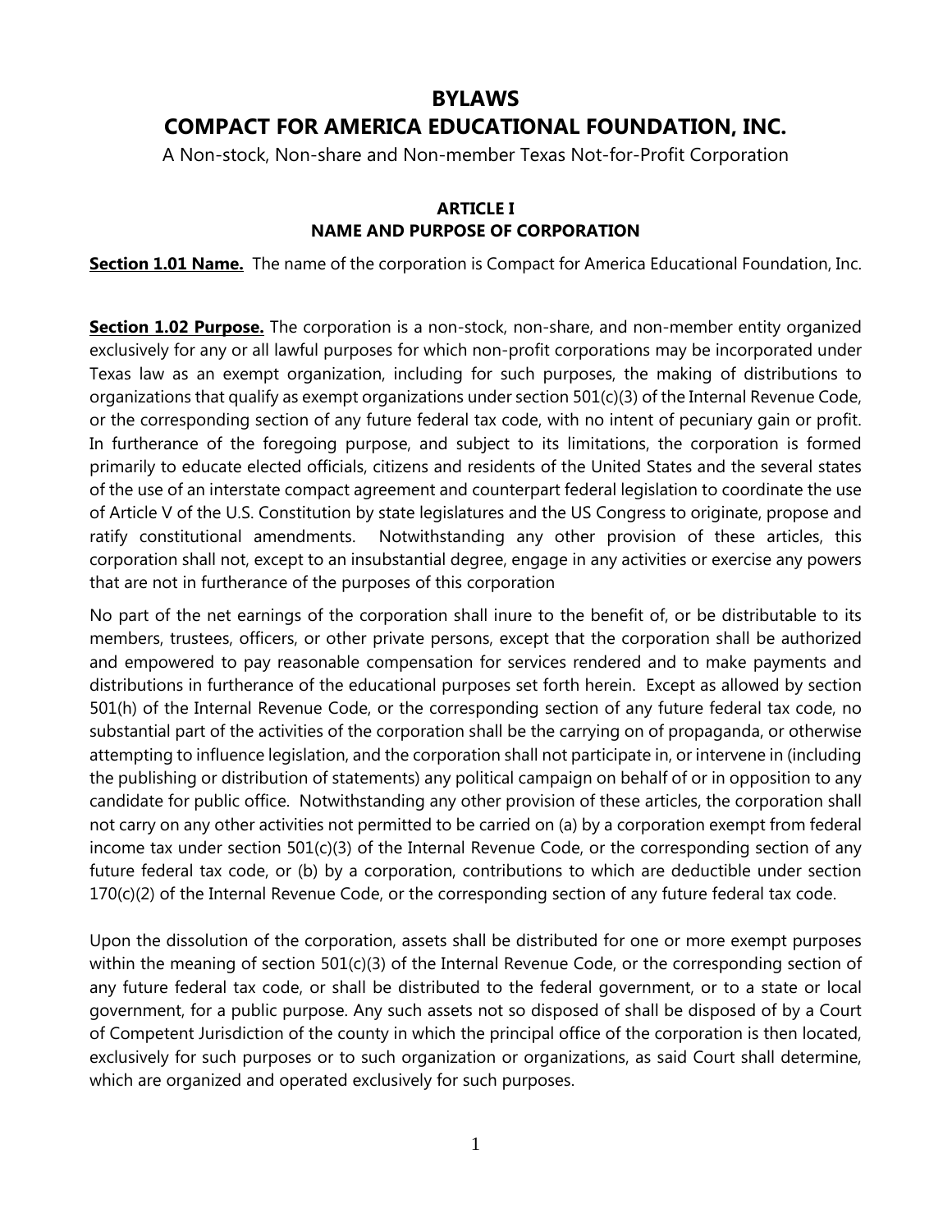# BYLAWS

# COMPACT FOR AMERICA EDUCATIONAL FOUNDATION, INC.

A Non-stock, Non-share and Non-member Texas Not-for-Profit Corporation

## ARTICLE I
## NAME AND PURPOSE OF CORPORATION

**Section 1.01 Name.** The name of the corporation is Compact for America Educational Foundation, Inc.

**Section 1.02 Purpose.** The corporation is a non-stock, non-share, and non-member entity organized exclusively for any or all lawful purposes for which non-profit corporations may be incorporated under Texas law as an exempt organization, including for such purposes, the making of distributions to organizations that qualify as exempt organizations under section 501(c)(3) of the Internal Revenue Code, or the corresponding section of any future federal tax code, with no intent of pecuniary gain or profit. In furtherance of the foregoing purpose, and subject to its limitations, the corporation is formed primarily to educate elected officials, citizens and residents of the United States and the several states of the use of an interstate compact agreement and counterpart federal legislation to coordinate the use of Article V of the U.S. Constitution by state legislatures and the US Congress to originate, propose and ratify constitutional amendments. Notwithstanding any other provision of these articles, this corporation shall not, except to an insubstantial degree, engage in any activities or exercise any powers that are not in furtherance of the purposes of this corporation

No part of the net earnings of the corporation shall inure to the benefit of, or be distributable to its members, trustees, officers, or other private persons, except that the corporation shall be authorized and empowered to pay reasonable compensation for services rendered and to make payments and distributions in furtherance of the educational purposes set forth herein. Except as allowed by section 501(h) of the Internal Revenue Code, or the corresponding section of any future federal tax code, no substantial part of the activities of the corporation shall be the carrying on of propaganda, or otherwise attempting to influence legislation, and the corporation shall not participate in, or intervene in (including the publishing or distribution of statements) any political campaign on behalf of or in opposition to any candidate for public office. Notwithstanding any other provision of these articles, the corporation shall not carry on any other activities not permitted to be carried on (a) by a corporation exempt from federal income tax under section 501(c)(3) of the Internal Revenue Code, or the corresponding section of any future federal tax code, or (b) by a corporation, contributions to which are deductible under section 170(c)(2) of the Internal Revenue Code, or the corresponding section of any future federal tax code.

Upon the dissolution of the corporation, assets shall be distributed for one or more exempt purposes within the meaning of section 501(c)(3) of the Internal Revenue Code, or the corresponding section of any future federal tax code, or shall be distributed to the federal government, or to a state or local government, for a public purpose. Any such assets not so disposed of shall be disposed of by a Court of Competent Jurisdiction of the county in which the principal office of the corporation is then located, exclusively for such purposes or to such organization or organizations, as said Court shall determine, which are organized and operated exclusively for such purposes.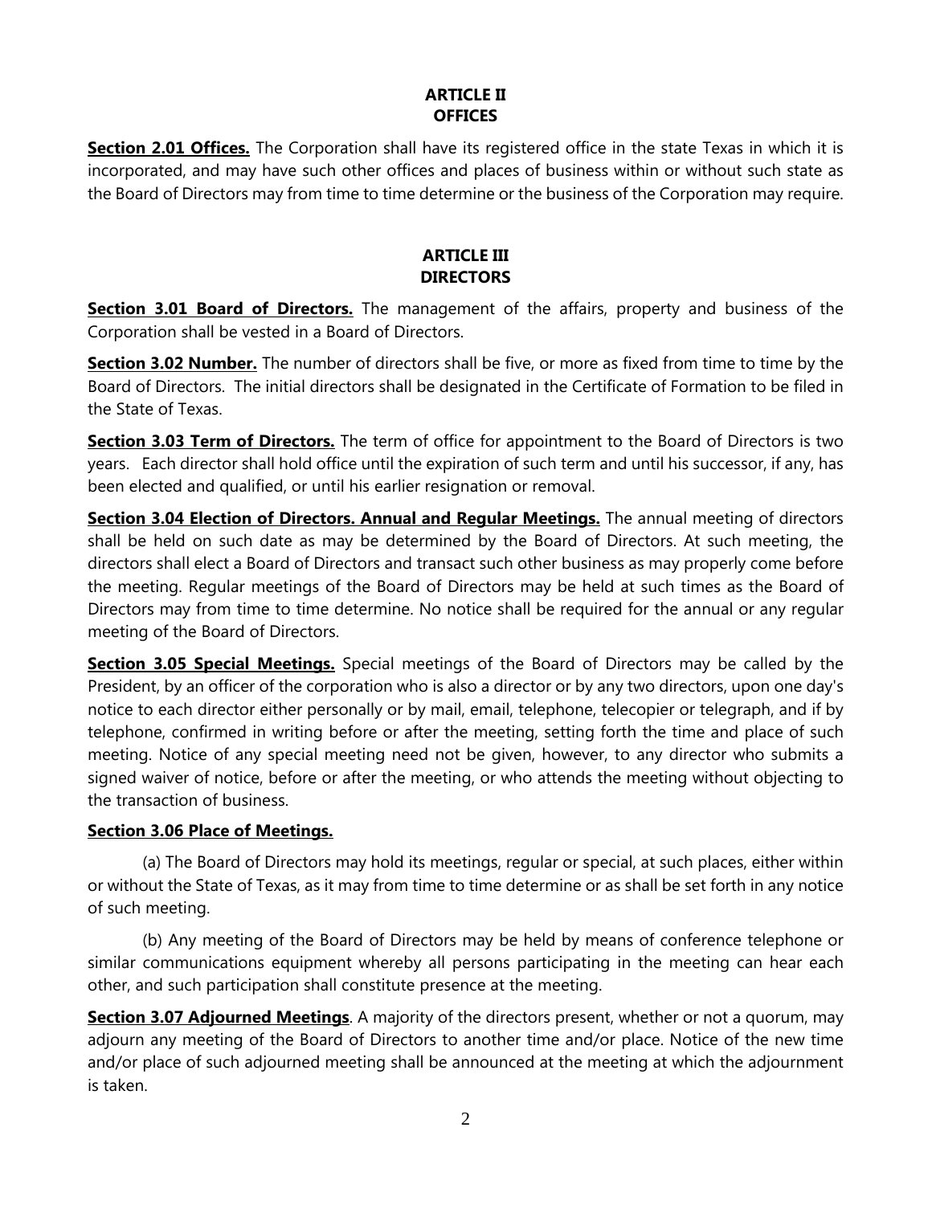## ARTICLE II
## OFFICES

**Section 2.01 Offices.** The Corporation shall have its registered office in the state Texas in which it is incorporated, and may have such other offices and places of business within or without such state as the Board of Directors may from time to time determine or the business of the Corporation may require.

## ARTICLE III
## DIRECTORS

**Section 3.01 Board of Directors.** The management of the affairs, property and business of the Corporation shall be vested in a Board of Directors.

**Section 3.02 Number.** The number of directors shall be five, or more as fixed from time to time by the Board of Directors. The initial directors shall be designated in the Certificate of Formation to be filed in the State of Texas.

**Section 3.03 Term of Directors.** The term of office for appointment to the Board of Directors is two years. Each director shall hold office until the expiration of such term and until his successor, if any, has been elected and qualified, or until his earlier resignation or removal.

**Section 3.04 Election of Directors. Annual and Regular Meetings.** The annual meeting of directors shall be held on such date as may be determined by the Board of Directors. At such meeting, the directors shall elect a Board of Directors and transact such other business as may properly come before the meeting. Regular meetings of the Board of Directors may be held at such times as the Board of Directors may from time to time determine. No notice shall be required for the annual or any regular meeting of the Board of Directors.

**Section 3.05 Special Meetings.** Special meetings of the Board of Directors may be called by the President, by an officer of the corporation who is also a director or by any two directors, upon one day's notice to each director either personally or by mail, email, telephone, telecopier or telegraph, and if by telephone, confirmed in writing before or after the meeting, setting forth the time and place of such meeting. Notice of any special meeting need not be given, however, to any director who submits a signed waiver of notice, before or after the meeting, or who attends the meeting without objecting to the transaction of business.

**Section 3.06 Place of Meetings.**

(a) The Board of Directors may hold its meetings, regular or special, at such places, either within or without the State of Texas, as it may from time to time determine or as shall be set forth in any notice of such meeting.

(b) Any meeting of the Board of Directors may be held by means of conference telephone or similar communications equipment whereby all persons participating in the meeting can hear each other, and such participation shall constitute presence at the meeting.

**Section 3.07 Adjourned Meetings**. A majority of the directors present, whether or not a quorum, may adjourn any meeting of the Board of Directors to another time and/or place. Notice of the new time and/or place of such adjourned meeting shall be announced at the meeting at which the adjournment is taken.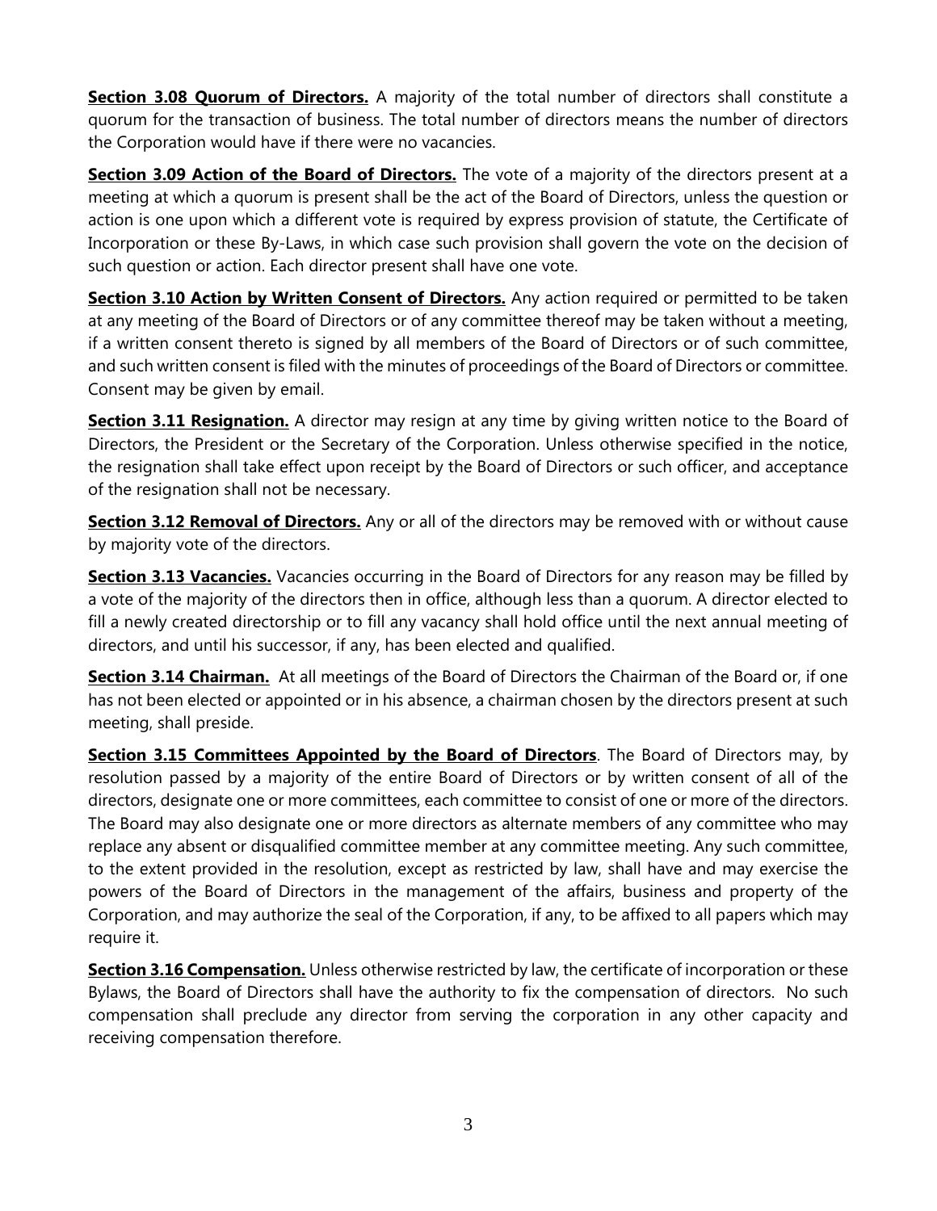**Section 3.08 Quorum of Directors.** A majority of the total number of directors shall constitute a quorum for the transaction of business. The total number of directors means the number of directors the Corporation would have if there were no vacancies.

**Section 3.09 Action of the Board of Directors.** The vote of a majority of the directors present at a meeting at which a quorum is present shall be the act of the Board of Directors, unless the question or action is one upon which a different vote is required by express provision of statute, the Certificate of Incorporation or these By-Laws, in which case such provision shall govern the vote on the decision of such question or action. Each director present shall have one vote.

**Section 3.10 Action by Written Consent of Directors.** Any action required or permitted to be taken at any meeting of the Board of Directors or of any committee thereof may be taken without a meeting, if a written consent thereto is signed by all members of the Board of Directors or of such committee, and such written consent is filed with the minutes of proceedings of the Board of Directors or committee. Consent may be given by email.

**Section 3.11 Resignation.** A director may resign at any time by giving written notice to the Board of Directors, the President or the Secretary of the Corporation. Unless otherwise specified in the notice, the resignation shall take effect upon receipt by the Board of Directors or such officer, and acceptance of the resignation shall not be necessary.

**Section 3.12 Removal of Directors.** Any or all of the directors may be removed with or without cause by majority vote of the directors.

**Section 3.13 Vacancies.** Vacancies occurring in the Board of Directors for any reason may be filled by a vote of the majority of the directors then in office, although less than a quorum. A director elected to fill a newly created directorship or to fill any vacancy shall hold office until the next annual meeting of directors, and until his successor, if any, has been elected and qualified.

**Section 3.14 Chairman.** At all meetings of the Board of Directors the Chairman of the Board or, if one has not been elected or appointed or in his absence, a chairman chosen by the directors present at such meeting, shall preside.

**Section 3.15 Committees Appointed by the Board of Directors**. The Board of Directors may, by resolution passed by a majority of the entire Board of Directors or by written consent of all of the directors, designate one or more committees, each committee to consist of one or more of the directors. The Board may also designate one or more directors as alternate members of any committee who may replace any absent or disqualified committee member at any committee meeting. Any such committee, to the extent provided in the resolution, except as restricted by law, shall have and may exercise the powers of the Board of Directors in the management of the affairs, business and property of the Corporation, and may authorize the seal of the Corporation, if any, to be affixed to all papers which may require it.

**Section 3.16 Compensation.** Unless otherwise restricted by law, the certificate of incorporation or these Bylaws, the Board of Directors shall have the authority to fix the compensation of directors. No such compensation shall preclude any director from serving the corporation in any other capacity and receiving compensation therefore.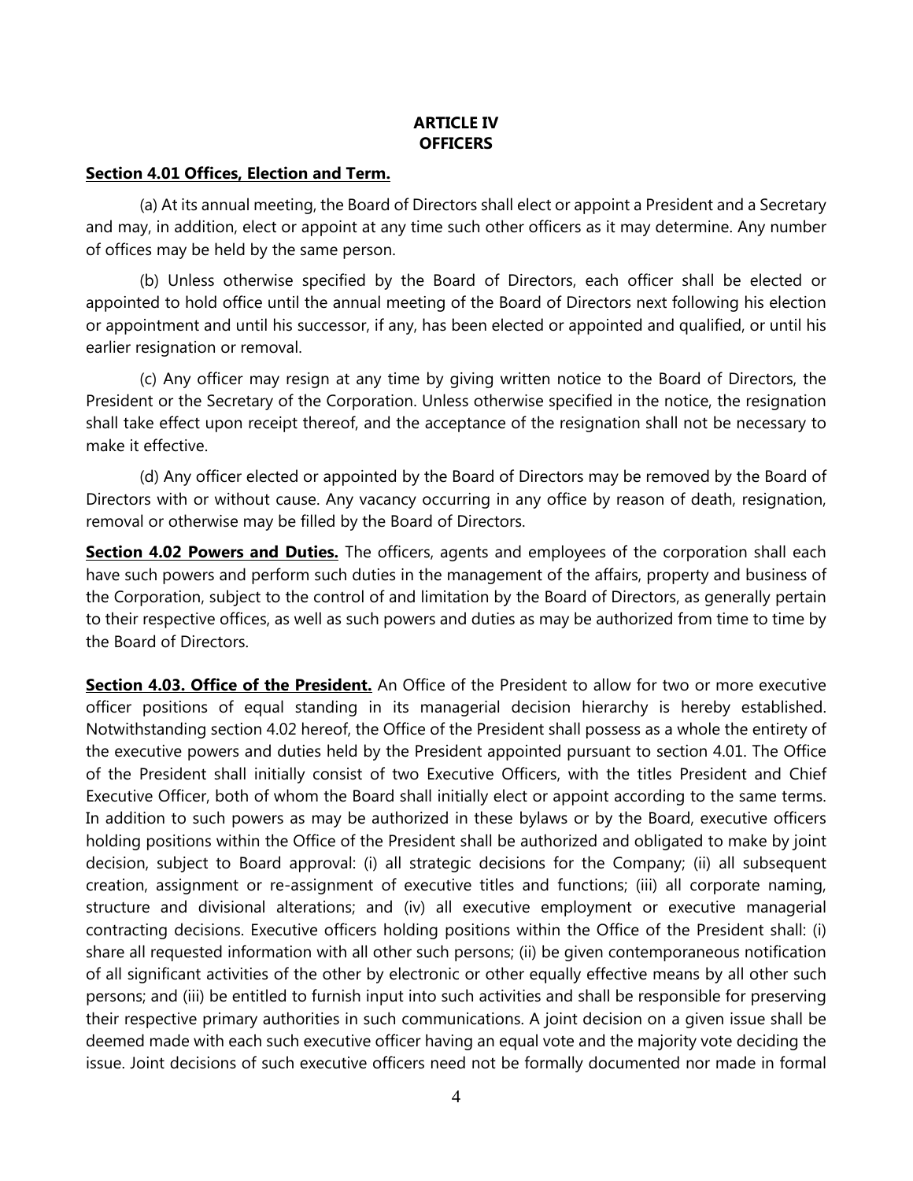# ARTICLE IV
# OFFICERS

**Section 4.01 Offices, Election and Term.**

(a) At its annual meeting, the Board of Directors shall elect or appoint a President and a Secretary and may, in addition, elect or appoint at any time such other officers as it may determine. Any number of offices may be held by the same person.

(b) Unless otherwise specified by the Board of Directors, each officer shall be elected or appointed to hold office until the annual meeting of the Board of Directors next following his election or appointment and until his successor, if any, has been elected or appointed and qualified, or until his earlier resignation or removal.

(c) Any officer may resign at any time by giving written notice to the Board of Directors, the President or the Secretary of the Corporation. Unless otherwise specified in the notice, the resignation shall take effect upon receipt thereof, and the acceptance of the resignation shall not be necessary to make it effective.

(d) Any officer elected or appointed by the Board of Directors may be removed by the Board of Directors with or without cause. Any vacancy occurring in any office by reason of death, resignation, removal or otherwise may be filled by the Board of Directors.

**Section 4.02 Powers and Duties.** The officers, agents and employees of the corporation shall each have such powers and perform such duties in the management of the affairs, property and business of the Corporation, subject to the control of and limitation by the Board of Directors, as generally pertain to their respective offices, as well as such powers and duties as may be authorized from time to time by the Board of Directors.

**Section 4.03. Office of the President.** An Office of the President to allow for two or more executive officer positions of equal standing in its managerial decision hierarchy is hereby established. Notwithstanding section 4.02 hereof, the Office of the President shall possess as a whole the entirety of the executive powers and duties held by the President appointed pursuant to section 4.01. The Office of the President shall initially consist of two Executive Officers, with the titles President and Chief Executive Officer, both of whom the Board shall initially elect or appoint according to the same terms. In addition to such powers as may be authorized in these bylaws or by the Board, executive officers holding positions within the Office of the President shall be authorized and obligated to make by joint decision, subject to Board approval: (i) all strategic decisions for the Company; (ii) all subsequent creation, assignment or re-assignment of executive titles and functions; (iii) all corporate naming, structure and divisional alterations; and (iv) all executive employment or executive managerial contracting decisions. Executive officers holding positions within the Office of the President shall: (i) share all requested information with all other such persons; (ii) be given contemporaneous notification of all significant activities of the other by electronic or other equally effective means by all other such persons; and (iii) be entitled to furnish input into such activities and shall be responsible for preserving their respective primary authorities in such communications. A joint decision on a given issue shall be deemed made with each such executive officer having an equal vote and the majority vote deciding the issue. Joint decisions of such executive officers need not be formally documented nor made in formal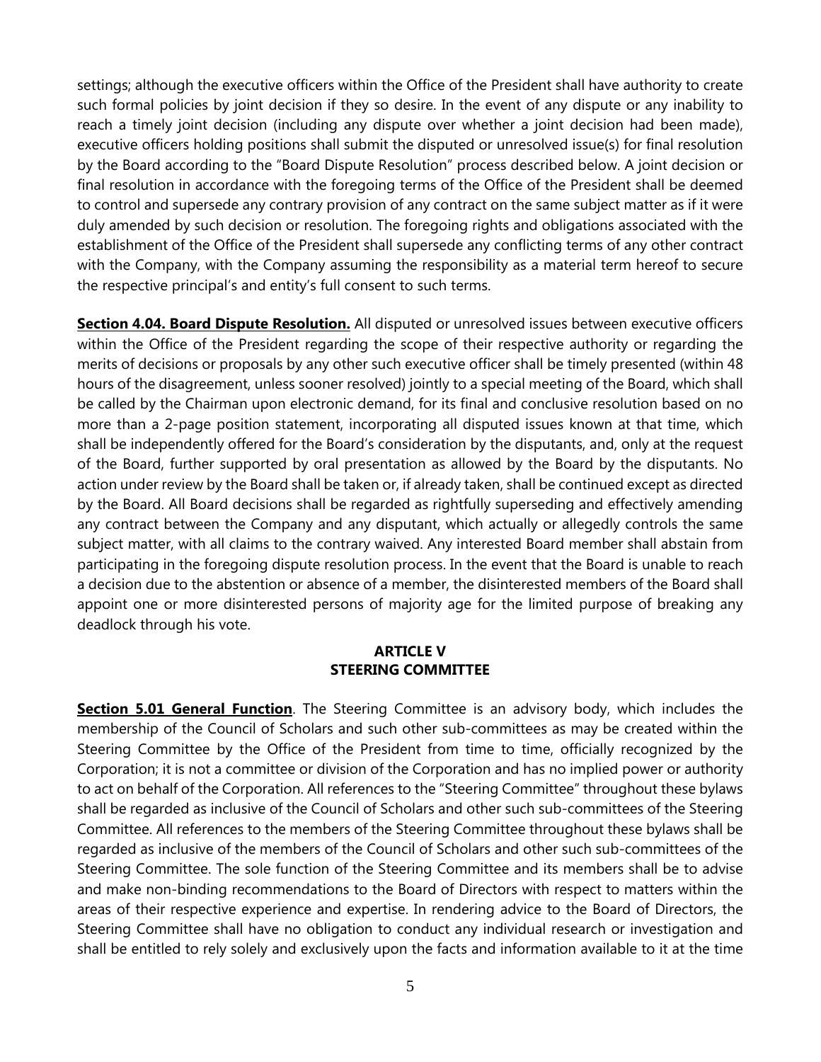settings; although the executive officers within the Office of the President shall have authority to create such formal policies by joint decision if they so desire. In the event of any dispute or any inability to reach a timely joint decision (including any dispute over whether a joint decision had been made), executive officers holding positions shall submit the disputed or unresolved issue(s) for final resolution by the Board according to the "Board Dispute Resolution" process described below. A joint decision or final resolution in accordance with the foregoing terms of the Office of the President shall be deemed to control and supersede any contrary provision of any contract on the same subject matter as if it were duly amended by such decision or resolution. The foregoing rights and obligations associated with the establishment of the Office of the President shall supersede any conflicting terms of any other contract with the Company, with the Company assuming the responsibility as a material term hereof to secure the respective principal's and entity's full consent to such terms.

**Section 4.04. Board Dispute Resolution.** All disputed or unresolved issues between executive officers within the Office of the President regarding the scope of their respective authority or regarding the merits of decisions or proposals by any other such executive officer shall be timely presented (within 48 hours of the disagreement, unless sooner resolved) jointly to a special meeting of the Board, which shall be called by the Chairman upon electronic demand, for its final and conclusive resolution based on no more than a 2-page position statement, incorporating all disputed issues known at that time, which shall be independently offered for the Board's consideration by the disputants, and, only at the request of the Board, further supported by oral presentation as allowed by the Board by the disputants. No action under review by the Board shall be taken or, if already taken, shall be continued except as directed by the Board. All Board decisions shall be regarded as rightfully superseding and effectively amending any contract between the Company and any disputant, which actually or allegedly controls the same subject matter, with all claims to the contrary waived. Any interested Board member shall abstain from participating in the foregoing dispute resolution process. In the event that the Board is unable to reach a decision due to the abstention or absence of a member, the disinterested members of the Board shall appoint one or more disinterested persons of majority age for the limited purpose of breaking any deadlock through his vote.

## ARTICLE V
## STEERING COMMITTEE

**Section 5.01 General Function**. The Steering Committee is an advisory body, which includes the membership of the Council of Scholars and such other sub-committees as may be created within the Steering Committee by the Office of the President from time to time, officially recognized by the Corporation; it is not a committee or division of the Corporation and has no implied power or authority to act on behalf of the Corporation. All references to the "Steering Committee" throughout these bylaws shall be regarded as inclusive of the Council of Scholars and other such sub-committees of the Steering Committee. All references to the members of the Steering Committee throughout these bylaws shall be regarded as inclusive of the members of the Council of Scholars and other such sub-committees of the Steering Committee. The sole function of the Steering Committee and its members shall be to advise and make non-binding recommendations to the Board of Directors with respect to matters within the areas of their respective experience and expertise. In rendering advice to the Board of Directors, the Steering Committee shall have no obligation to conduct any individual research or investigation and shall be entitled to rely solely and exclusively upon the facts and information available to it at the time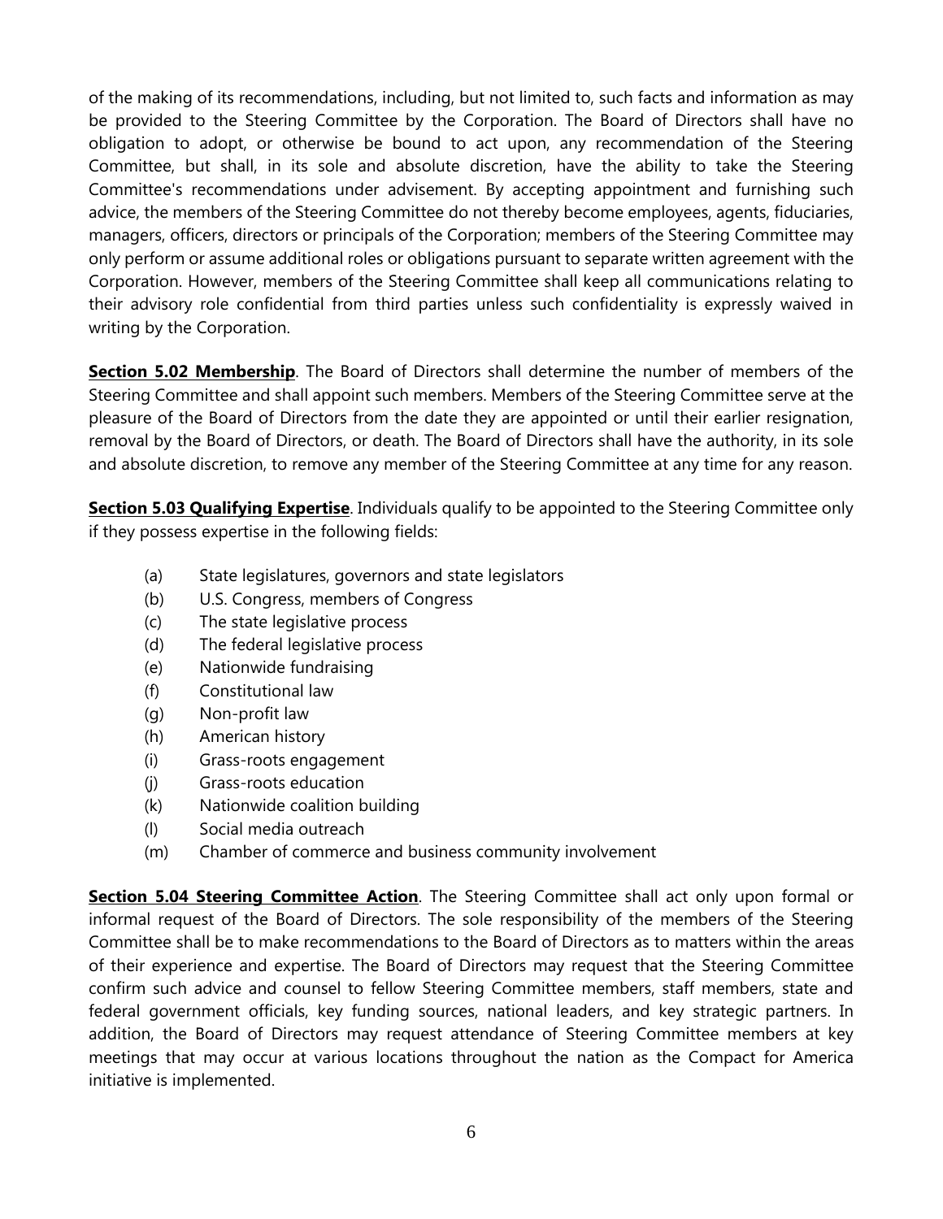of the making of its recommendations, including, but not limited to, such facts and information as may be provided to the Steering Committee by the Corporation. The Board of Directors shall have no obligation to adopt, or otherwise be bound to act upon, any recommendation of the Steering Committee, but shall, in its sole and absolute discretion, have the ability to take the Steering Committee's recommendations under advisement. By accepting appointment and furnishing such advice, the members of the Steering Committee do not thereby become employees, agents, fiduciaries, managers, officers, directors or principals of the Corporation; members of the Steering Committee may only perform or assume additional roles or obligations pursuant to separate written agreement with the Corporation. However, members of the Steering Committee shall keep all communications relating to their advisory role confidential from third parties unless such confidentiality is expressly waived in writing by the Corporation.

**Section 5.02 Membership**. The Board of Directors shall determine the number of members of the Steering Committee and shall appoint such members. Members of the Steering Committee serve at the pleasure of the Board of Directors from the date they are appointed or until their earlier resignation, removal by the Board of Directors, or death. The Board of Directors shall have the authority, in its sole and absolute discretion, to remove any member of the Steering Committee at any time for any reason.

**Section 5.03 Qualifying Expertise**. Individuals qualify to be appointed to the Steering Committee only if they possess expertise in the following fields:

(a) State legislatures, governors and state legislators
(b) U.S. Congress, members of Congress
(c) The state legislative process
(d) The federal legislative process
(e) Nationwide fundraising
(f) Constitutional law
(g) Non-profit law
(h) American history
(i) Grass-roots engagement
(j) Grass-roots education
(k) Nationwide coalition building
(l) Social media outreach
(m) Chamber of commerce and business community involvement

**Section 5.04 Steering Committee Action**. The Steering Committee shall act only upon formal or informal request of the Board of Directors. The sole responsibility of the members of the Steering Committee shall be to make recommendations to the Board of Directors as to matters within the areas of their experience and expertise. The Board of Directors may request that the Steering Committee confirm such advice and counsel to fellow Steering Committee members, staff members, state and federal government officials, key funding sources, national leaders, and key strategic partners. In addition, the Board of Directors may request attendance of Steering Committee members at key meetings that may occur at various locations throughout the nation as the Compact for America initiative is implemented.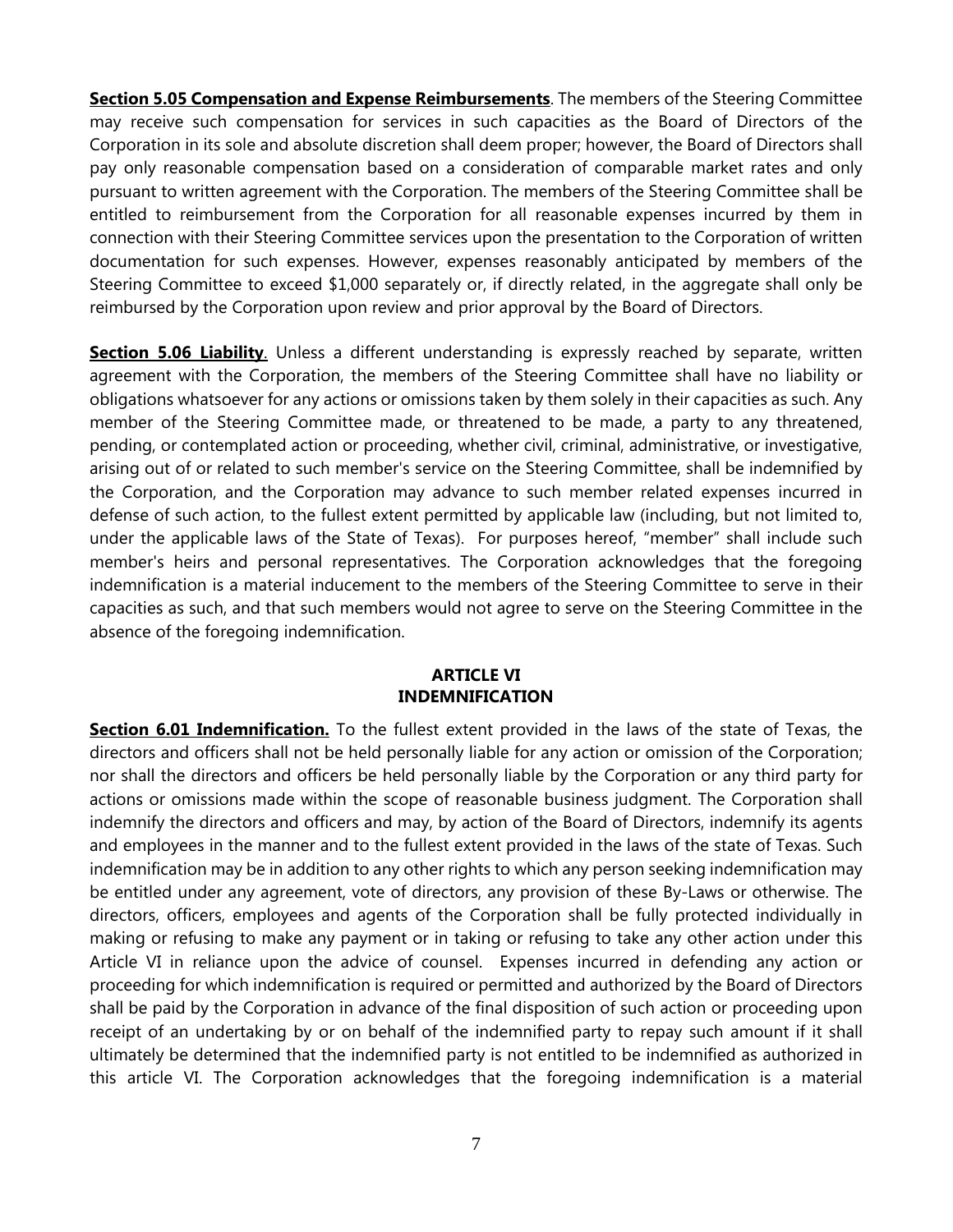**<u>Section 5.05 Compensation and Expense Reimbursements</u>**. The members of the Steering Committee may receive such compensation for services in such capacities as the Board of Directors of the Corporation in its sole and absolute discretion shall deem proper; however, the Board of Directors shall pay only reasonable compensation based on a consideration of comparable market rates and only pursuant to written agreement with the Corporation. The members of the Steering Committee shall be entitled to reimbursement from the Corporation for all reasonable expenses incurred by them in connection with their Steering Committee services upon the presentation to the Corporation of written documentation for such expenses. However, expenses reasonably anticipated by members of the Steering Committee to exceed $1,000 separately or, if directly related, in the aggregate shall only be reimbursed by the Corporation upon review and prior approval by the Board of Directors.

**<u>Section 5.06 Liability</u>**. Unless a different understanding is expressly reached by separate, written agreement with the Corporation, the members of the Steering Committee shall have no liability or obligations whatsoever for any actions or omissions taken by them solely in their capacities as such. Any member of the Steering Committee made, or threatened to be made, a party to any threatened, pending, or contemplated action or proceeding, whether civil, criminal, administrative, or investigative, arising out of or related to such member's service on the Steering Committee, shall be indemnified by the Corporation, and the Corporation may advance to such member related expenses incurred in defense of such action, to the fullest extent permitted by applicable law (including, but not limited to, under the applicable laws of the State of Texas). For purposes hereof, "member" shall include such member's heirs and personal representatives. The Corporation acknowledges that the foregoing indemnification is a material inducement to the members of the Steering Committee to serve in their capacities as such, and that such members would not agree to serve on the Steering Committee in the absence of the foregoing indemnification.

## ARTICLE VI
## INDEMNIFICATION

**<u>Section 6.01 Indemnification.</u>** To the fullest extent provided in the laws of the state of Texas, the directors and officers shall not be held personally liable for any action or omission of the Corporation; nor shall the directors and officers be held personally liable by the Corporation or any third party for actions or omissions made within the scope of reasonable business judgment. The Corporation shall indemnify the directors and officers and may, by action of the Board of Directors, indemnify its agents and employees in the manner and to the fullest extent provided in the laws of the state of Texas. Such indemnification may be in addition to any other rights to which any person seeking indemnification may be entitled under any agreement, vote of directors, any provision of these By-Laws or otherwise. The directors, officers, employees and agents of the Corporation shall be fully protected individually in making or refusing to make any payment or in taking or refusing to take any other action under this Article VI in reliance upon the advice of counsel. Expenses incurred in defending any action or proceeding for which indemnification is required or permitted and authorized by the Board of Directors shall be paid by the Corporation in advance of the final disposition of such action or proceeding upon receipt of an undertaking by or on behalf of the indemnified party to repay such amount if it shall ultimately be determined that the indemnified party is not entitled to be indemnified as authorized in this article VI. The Corporation acknowledges that the foregoing indemnification is a material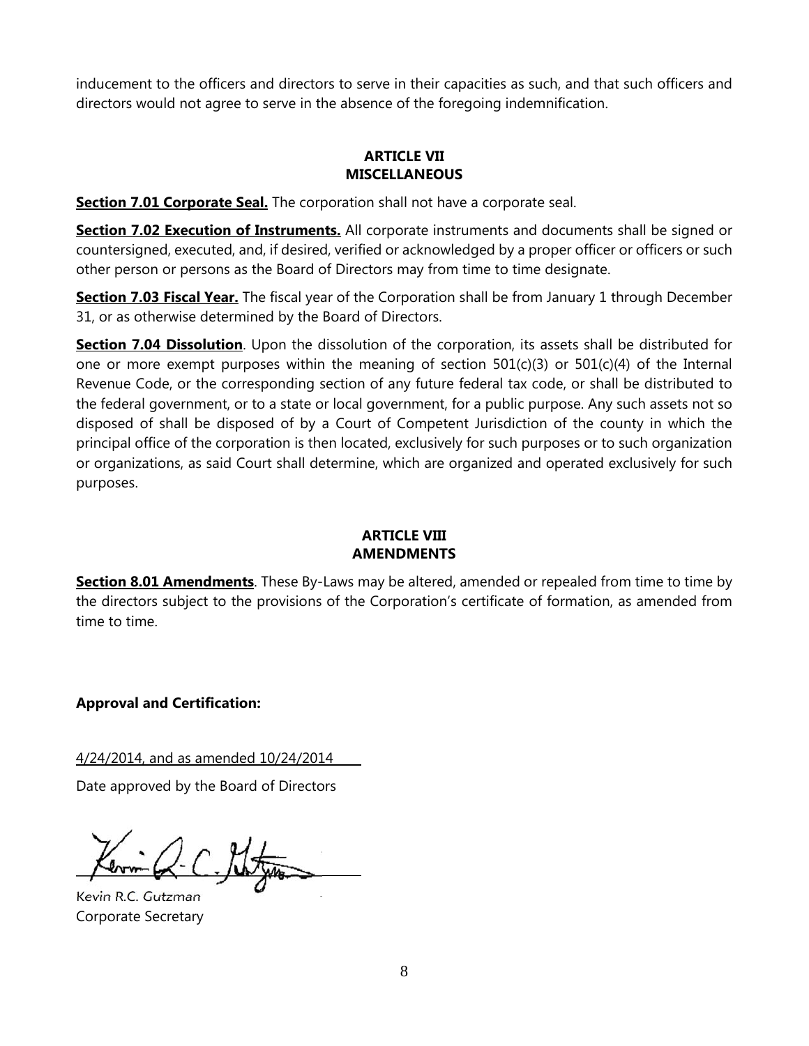inducement to the officers and directors to serve in their capacities as such, and that such officers and directors would not agree to serve in the absence of the foregoing indemnification.

## ARTICLE VII
## MISCELLANEOUS

**Section 7.01 Corporate Seal.** The corporation shall not have a corporate seal.

**Section 7.02 Execution of Instruments.** All corporate instruments and documents shall be signed or countersigned, executed, and, if desired, verified or acknowledged by a proper officer or officers or such other person or persons as the Board of Directors may from time to time designate.

**Section 7.03 Fiscal Year.** The fiscal year of the Corporation shall be from January 1 through December 31, or as otherwise determined by the Board of Directors.

**Section 7.04 Dissolution**. Upon the dissolution of the corporation, its assets shall be distributed for one or more exempt purposes within the meaning of section 501(c)(3) or 501(c)(4) of the Internal Revenue Code, or the corresponding section of any future federal tax code, or shall be distributed to the federal government, or to a state or local government, for a public purpose. Any such assets not so disposed of shall be disposed of by a Court of Competent Jurisdiction of the county in which the principal office of the corporation is then located, exclusively for such purposes or to such organization or organizations, as said Court shall determine, which are organized and operated exclusively for such purposes.

## ARTICLE VIII
## AMENDMENTS

**Section 8.01 Amendments**. These By-Laws may be altered, amended or repealed from time to time by the directors subject to the provisions of the Corporation's certificate of formation, as amended from time to time.

**Approval and Certification:**

4/24/2014, and as amended 10/24/2014

Date approved by the Board of Directors

Kevin R.C. Gutzman
Corporate Secretary